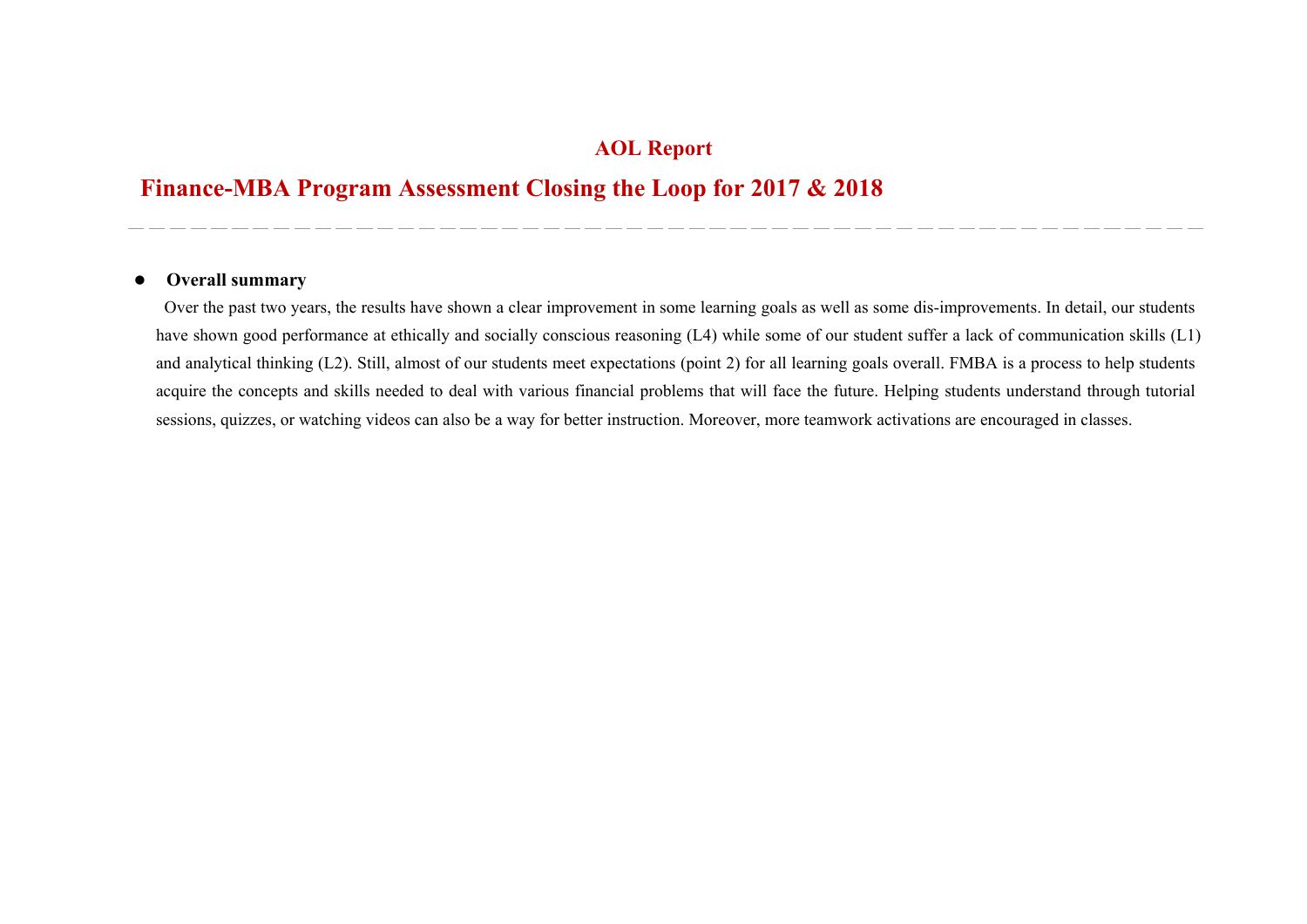# AOL Report

## Finance-MBA Program Assessment Closing the Loop for 2017 & 2018

---

- **Overall summary**

  Over the past two years, the results have shown a clear improvement in some learning goals as well as some dis-improvements. In detail, our students have shown good performance at ethically and socially conscious reasoning (L4) while some of our student suffer a lack of communication skills (L1) and analytical thinking (L2). Still, almost of our students meet expectations (point 2) for all learning goals overall. FMBA is a process to help students acquire the concepts and skills needed to deal with various financial problems that will face the future. Helping students understand through tutorial sessions, quizzes, or watching videos can also be a way for better instruction. Moreover, more teamwork activations are encouraged in classes.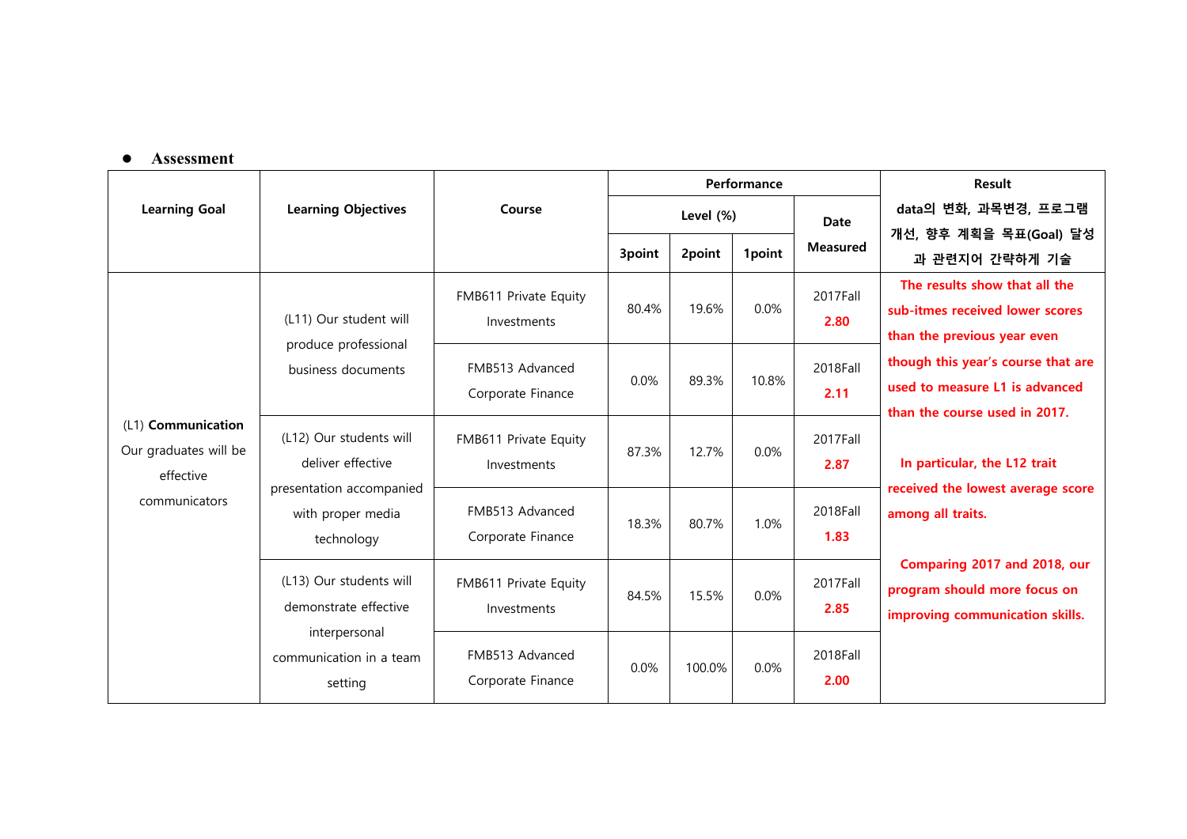- **Assessment**

| Learning Goal | Learning Objectives | Course | Performance | | | | Result |
|---|---|---|---|---|---|---|---|
| | | | Level (%) | | | Date Measured | data의 변화, 과목변경, 프로그램 개선, 향후 계획을 목표(Goal) 달성과 관련지어 간략하게 기술 |
| | | | 3point | 2point | 1point | | |
| (L1) **Communication** Our graduates will be effective communicators | (L11) Our student will produce professional business documents | FMB611 Private Equity Investments | 80.4% | 19.6% | 0.0% | 2017Fall **2.80** | **The results show that all the sub-itmes received lower scores than the previous year even though this year's course that are used to measure L1 is advanced than the course used in 2017.** **In particular, the L12 trait received the lowest average score among all traits.** **Comparing 2017 and 2018, our program should more focus on improving communication skills.** |
| | | FMB513 Advanced Corporate Finance | 0.0% | 89.3% | 10.8% | 2018Fall **2.11** | |
| | (L12) Our students will deliver effective presentation accompanied with proper media technology | FMB611 Private Equity Investments | 87.3% | 12.7% | 0.0% | 2017Fall **2.87** | |
| | | FMB513 Advanced Corporate Finance | 18.3% | 80.7% | 1.0% | 2018Fall **1.83** | |
| | (L13) Our students will demonstrate effective interpersonal communication in a team setting | FMB611 Private Equity Investments | 84.5% | 15.5% | 0.0% | 2017Fall **2.85** | |
| | | FMB513 Advanced Corporate Finance | 0.0% | 100.0% | 0.0% | 2018Fall **2.00** | |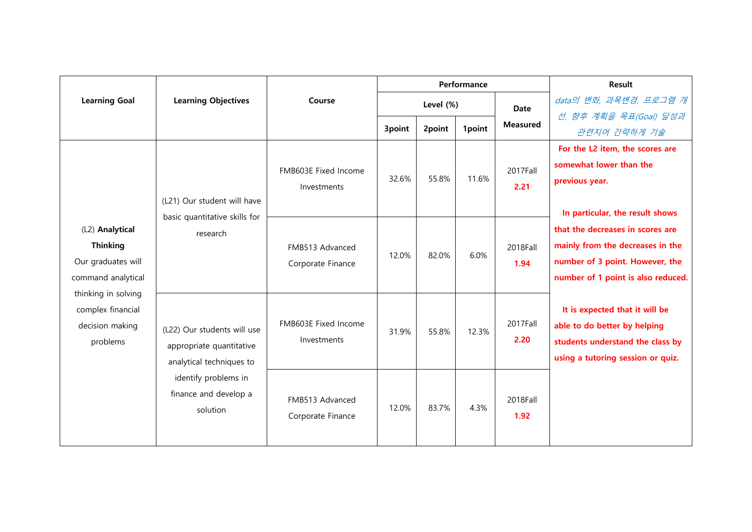| Learning Goal | Learning Objectives | Course | Performance | | | | Result |
|---|---|---|---|---|---|---|---|
| | | | Level (%) | | | Date Measured | *data의 변화, 과목변경, 프로그램 개선, 향후 계획을 목표(Goal) 달성과 관련지어 간략하게 기술* |
| | | | 3point | 2point | 1point | | |
| (L2) **Analytical Thinking** Our graduates will command analytical thinking in solving complex financial decision making problems | (L21) Our student will have basic quantitative skills for research | FMB603E Fixed Income Investments | 32.6% | 55.8% | 11.6% | 2017Fall **2.21** | **For the L2 item, the scores are somewhat lower than the previous year.** **In particular, the result shows that the decreases in scores are mainly from the decreases in the number of 3 point. However, the number of 1 point is also reduced.** **It is expected that it will be able to do better by helping students understand the class by using a tutoring session or quiz.** |
| | | FMB513 Advanced Corporate Finance | 12.0% | 82.0% | 6.0% | 2018Fall **1.94** | |
| | (L22) Our students will use appropriate quantitative analytical techniques to identify problems in finance and develop a solution | FMB603E Fixed Income Investments | 31.9% | 55.8% | 12.3% | 2017Fall **2.20** | |
| | | FMB513 Advanced Corporate Finance | 12.0% | 83.7% | 4.3% | 2018Fall **1.92** | |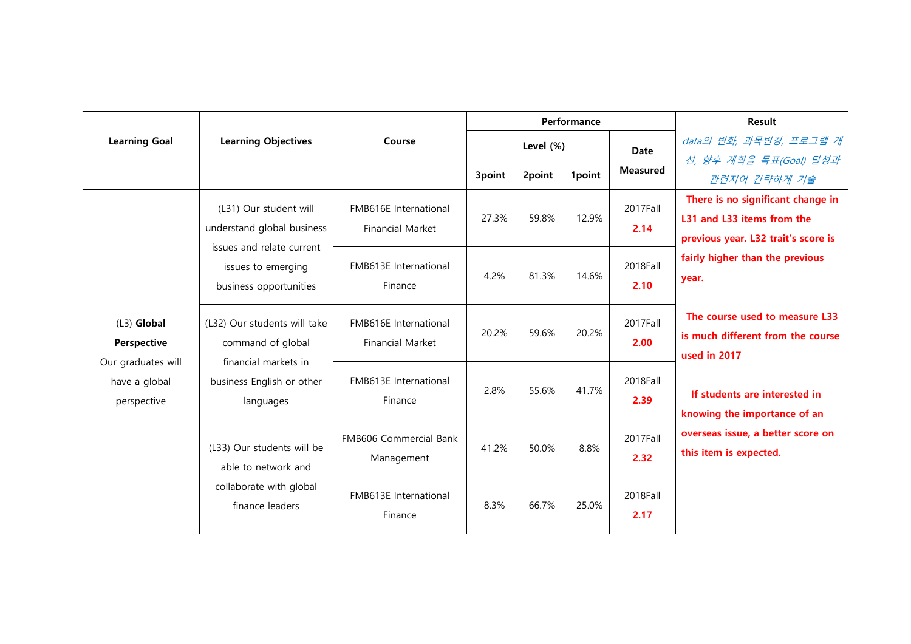| Learning Goal | Learning Objectives | Course | Performance | | | | Result |
|---|---|---|---|---|---|---|---|
| | | | Level (%) | | | Date Measured | data의 변화, 과목변경, 프로그램 개선, 향후 계획을 목표(Goal) 달성과 관련지어 간략하게 기술 |
| | | | 3point | 2point | 1point | | |
| (L3) **Global Perspective** Our graduates will have a global perspective | (L31) Our student will understand global business issues and relate current issues to emerging business opportunities | FMB616E International Financial Market | 27.3% | 59.8% | 12.9% | 2017Fall **2.14** | **There is no significant change in L31 and L33 items from the previous year. L32 trait's score is fairly higher than the previous year.** **The course used to measure L33 is much different from the course used in 2017** **If students are interested in knowing the importance of an overseas issue, a better score on this item is expected.** |
| | | FMB613E International Finance | 4.2% | 81.3% | 14.6% | 2018Fall **2.10** | |
| | (L32) Our students will take command of global financial markets in business English or other languages | FMB616E International Financial Market | 20.2% | 59.6% | 20.2% | 2017Fall **2.00** | |
| | | FMB613E International Finance | 2.8% | 55.6% | 41.7% | 2018Fall **2.39** | |
| | (L33) Our students will be able to network and collaborate with global finance leaders | FMB606 Commercial Bank Management | 41.2% | 50.0% | 8.8% | 2017Fall **2.32** | |
| | | FMB613E International Finance | 8.3% | 66.7% | 25.0% | 2018Fall **2.17** | |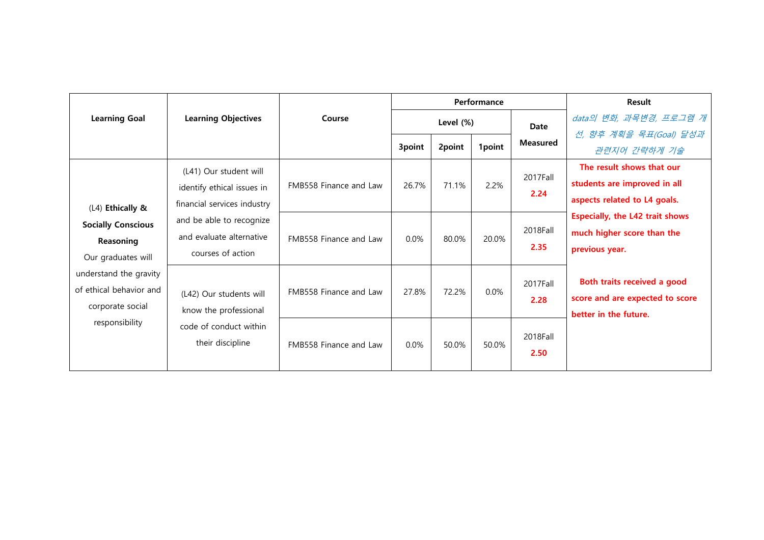| Learning Goal | Learning Objectives | Course | Performance | | | | Result |
|---|---|---|---|---|---|---|---|
| | | | Level (%) | | | Date Measured | *data의 변화, 과목변경, 프로그램 개선, 향후 계획을 목표(Goal) 달성과 관련지어 간략하게 기술* |
| | | | 3point | 2point | 1point | | |
| (L4) **Ethically & Socially Conscious Reasoning** Our graduates will understand the gravity of ethical behavior and corporate social responsibility | (L41) Our student will identify ethical issues in financial services industry and be able to recognize and evaluate alternative courses of action | FMB558 Finance and Law | 26.7% | 71.1% | 2.2% | 2017Fall **2.24** | **The result shows that our students are improved in all aspects related to L4 goals. Especially, the L42 trait shows much higher score than the previous year.** **Both traits received a good score and are expected to score better in the future.** |
| | | FMB558 Finance and Law | 0.0% | 80.0% | 20.0% | 2018Fall **2.35** | |
| | (L42) Our students will know the professional code of conduct within their discipline | FMB558 Finance and Law | 27.8% | 72.2% | 0.0% | 2017Fall **2.28** | |
| | | FMB558 Finance and Law | 0.0% | 50.0% | 50.0% | 2018Fall **2.50** | |